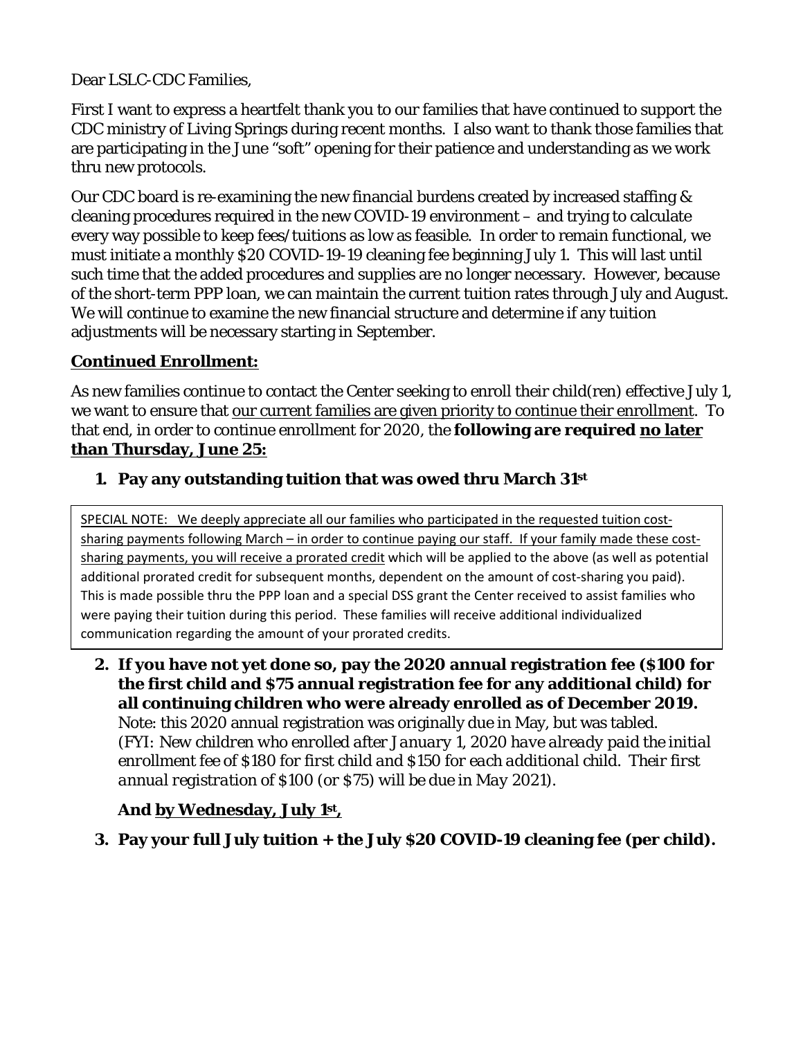Dear LSLC-CDC Families,

First I want to express a heartfelt thank you to our families that have continued to support the CDC ministry of Living Springs during recent months. I also want to thank those families that are participating in the June "soft" opening for their patience and understanding as we work thru new protocols.

Our CDC board is re-examining the new financial burdens created by increased staffing & cleaning procedures required in the new COVID-19 environment – and trying to calculate every way possible to keep fees/tuitions as low as feasible. In order to remain functional, we must initiate a monthly $20 COVID-19-19 cleaning fee beginning July 1. This will last until such time that the added procedures and supplies are no longer necessary. However, because of the short-term PPP loan, we can maintain the current tuition rates through July and August. We will continue to examine the new financial structure and determine if any tuition adjustments will be necessary starting in September.

## Continued Enrollment:

As new families continue to contact the Center seeking to enroll their child(ren) effective July 1, we want to ensure that our current families are given priority to continue their enrollment. To that end, in order to continue enrollment for 2020, the **following are required no later than Thursday, June 25:**

1. **Pay any outstanding tuition that was owed thru March 31st**

> SPECIAL NOTE: We deeply appreciate all our families who participated in the requested tuition cost-sharing payments following March – in order to continue paying our staff. If your family made these cost-sharing payments, you will receive a prorated credit which will be applied to the above (as well as potential additional prorated credit for subsequent months, dependent on the amount of cost-sharing you paid). This is made possible thru the PPP loan and a special DSS grant the Center received to assist families who were paying their tuition during this period. These families will receive additional individualized communication regarding the amount of your prorated credits.

2. **If you have not yet done so, pay the 2020 annual registration fee ($100 for the first child and $75 annual registration fee for any additional child) for all continuing children who were already enrolled as of December 2019.** Note: this 2020 annual registration was originally due in May, but was tabled. *(FYI: New children who enrolled after January 1, 2020 have already paid the initial enrollment fee of $180 for first child and $150 for each additional child. Their first annual registration of $100 (or $75) will be due in May 2021).*

**And by Wednesday, July 1st,**

3. **Pay your full July tuition + the July $20 COVID-19 cleaning fee (per child).**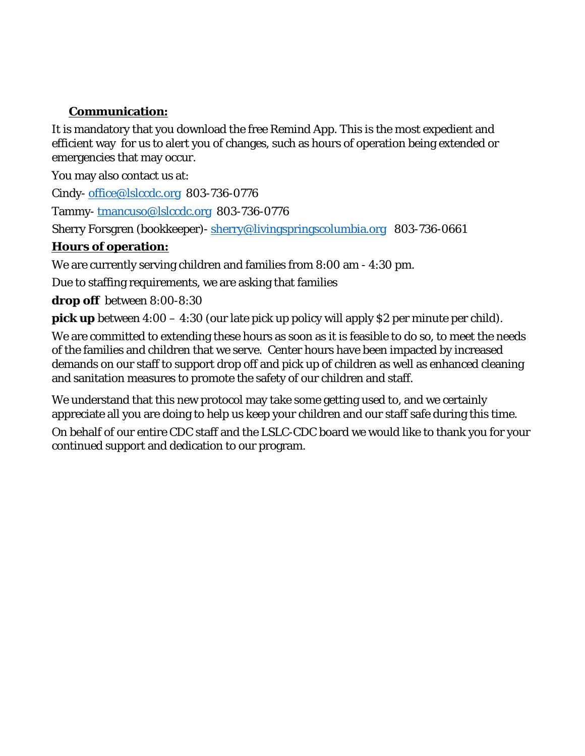**Communication:**

It is mandatory that you download the free Remind App. This is the most expedient and efficient way for us to alert you of changes, such as hours of operation being extended or emergencies that may occur.

You may also contact us at:

Cindy- office@lslccdc.org 803-736-0776

Tammy- tmancuso@lslccdc.org 803-736-0776

Sherry Forsgren (bookkeeper)- sherry@livingspringscolumbia.org 803-736-0661

**Hours of operation:**

We are currently serving children and families from 8:00 am - 4:30 pm.

Due to staffing requirements, we are asking that families

**drop off** between 8:00-8:30

**pick up** between 4:00 – 4:30 (our late pick up policy will apply $2 per minute per child).

We are committed to extending these hours as soon as it is feasible to do so, to meet the needs of the families and children that we serve. Center hours have been impacted by increased demands on our staff to support drop off and pick up of children as well as enhanced cleaning and sanitation measures to promote the safety of our children and staff.

We understand that this new protocol may take some getting used to, and we certainly appreciate all you are doing to help us keep your children and our staff safe during this time.

On behalf of our entire CDC staff and the LSLC-CDC board we would like to thank you for your continued support and dedication to our program.